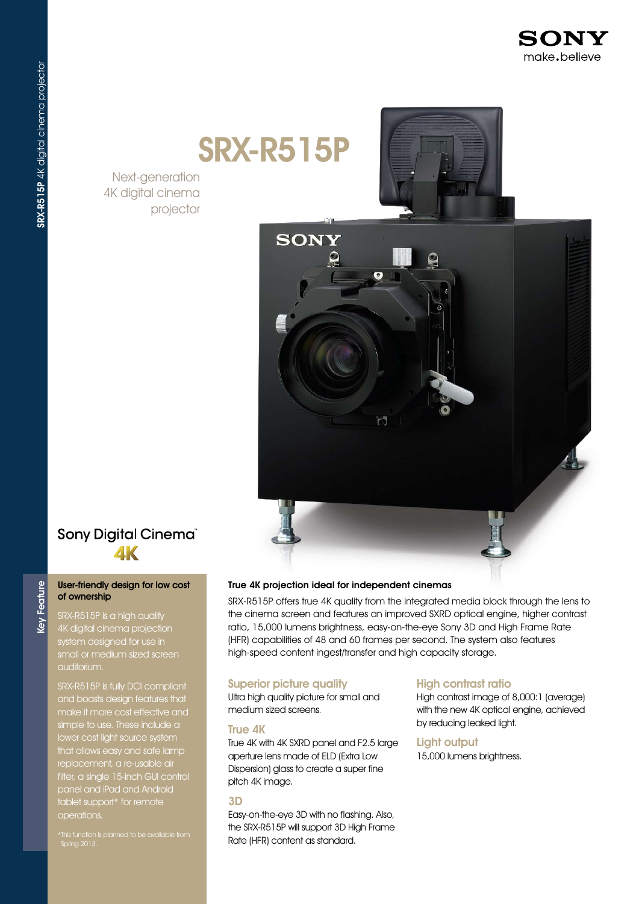# SRX-R515P

Next-generation 4K digital cinema projector

Sony Digital Cinema™ 4K

## Key Feature

### User-friendly design for low cost of ownership

SRX-R515P is a high quality 4K digital cinema projection system designed for use in small or medium sized screen auditorium.

SRX-R515P is fully DCI compliant and boasts design features that make it more cost effective and simple to use. These include a lower cost light source system that allows easy and safe lamp replacement, a re-usable air filter, a single 15-inch GUI control panel and iPad and Android tablet support* for remote operations.

*This function is planned to be available from Spring 2013.

### True 4K projection ideal for independent cinemas

SRX-R515P offers true 4K quality from the integrated media block through the lens to the cinema screen and features an improved SXRD optical engine, higher contrast ratio, 15,000 lumens brightness, easy-on-the-eye Sony 3D and High Frame Rate (HFR) capabilities of 48 and 60 frames per second. The system also features high-speed content ingest/transfer and high capacity storage.

#### Superior picture quality

Ultra high quality picture for small and medium sized screens.

#### True 4K

True 4K with 4K SXRD panel and F2.5 large aperture lens made of ELD (Extra Low Dispersion) glass to create a super fine pitch 4K image.

#### 3D

Easy-on-the-eye 3D with no flashing. Also, the SRX-R515P will support 3D High Frame Rate (HFR) content as standard.

#### High contrast ratio

High contrast image of 8,000:1 (average) with the new 4K optical engine, achieved by reducing leaked light.

#### Light output

15,000 lumens brightness.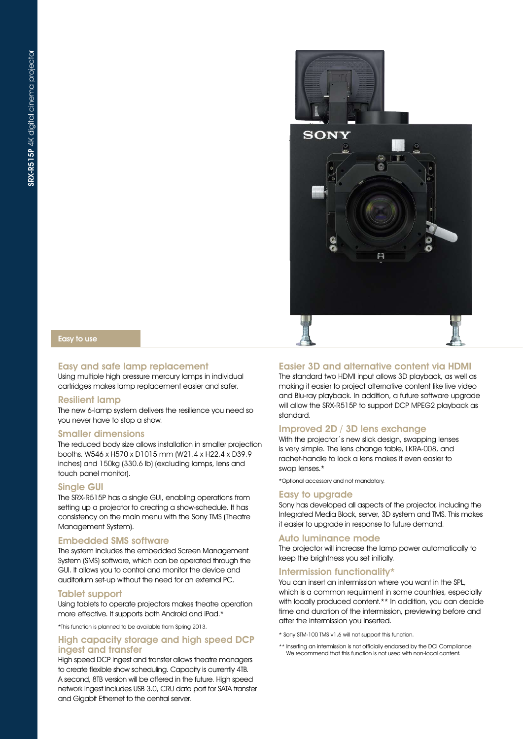## Easy to use

### Easy and safe lamp replacement

Using multiple high pressure mercury lamps in individual cartridges makes lamp replacement easier and safer.

### Resilient lamp

The new 6-lamp system delivers the resilience you need so you never have to stop a show.

### Smaller dimensions

The reduced body size allows installation in smaller projection booths. W546 x H570 x D1015 mm (W21.4 x H22.4 x D39.9 inches) and 150kg (330.6 lb) (excluding lamps, lens and touch panel monitor).

### Single GUI

The SRX-R515P has a single GUI, enabling operations from setting up a projector to creating a show-schedule. It has consistency on the main menu with the Sony TMS (Theatre Management System).

### Embedded SMS software

The system includes the embedded Screen Management System (SMS) software, which can be operated through the GUI. It allows you to control and monitor the device and auditorium set-up without the need for an external PC.

### Tablet support

Using tablets to operate projectors makes theatre operation more effective. It supports both Android and iPad.*

*This function is planned to be available from Spring 2013.

### High capacity storage and high speed DCP ingest and transfer

High speed DCP ingest and transfer allows theatre managers to create flexible show scheduling. Capacity is currently 4TB. A second, 8TB version will be offered in the future. High speed network ingest includes USB 3.0, CRU data port for SATA transfer and Gigabit Ethernet to the central server.

### Easier 3D and alternative content via HDMI

The standard two HDMI input allows 3D playback, as well as making it easier to project alternative content like live video and Blu-ray playback. In addition, a future software upgrade will allow the SRX-R515P to support DCP MPEG2 playback as standard.

### Improved 2D / 3D lens exchange

With the projector´s new slick design, swapping lenses is very simple. The lens change table, LKRA-008, and rachet-handle to lock a lens makes it even easier to swap lenses.*

*Optional accessory and not mandatory.

### Easy to upgrade

Sony has developed all aspects of the projector, including the Integrated Media Block, server, 3D system and TMS. This makes it easier to upgrade in response to future demand.

### Auto luminance mode

The projector will increase the lamp power automatically to keep the brightness you set initially.

### Intermission functionality*

You can insert an intermission where you want in the SPL, which is a common requirment in some countries, especially with locally produced content.** In addition, you can decide time and duration of the intermission, previewing before and after the intermission you inserted.

* Sony STM-100 TMS v1.6 will not support this function.

** Inserting an intermission is not officially endorsed by the DCI Compliance. We recommend that this function is not used with non-local content.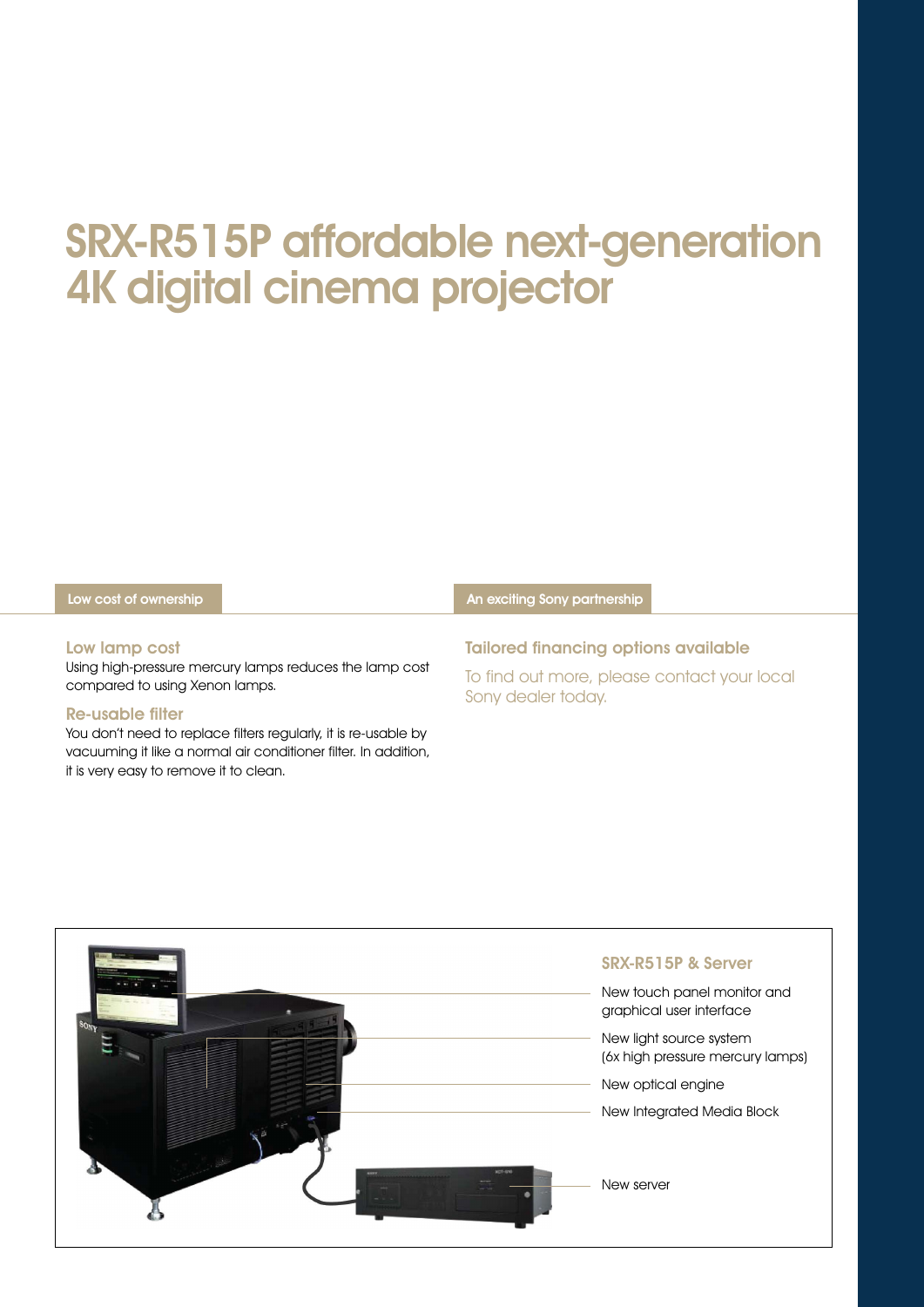# SRX-R515P affordable next-generation 4K digital cinema projector

## Low cost of ownership

### Low lamp cost

Using high-pressure mercury lamps reduces the lamp cost compared to using Xenon lamps.

### Re-usable filter

You don't need to replace filters regularly, it is re-usable by vacuuming it like a normal air conditioner filter. In addition, it is very easy to remove it to clean.

## An exciting Sony partnership

### Tailored financing options available

To find out more, please contact your local Sony dealer today.

### SRX-R515P & Server

- New touch panel monitor and graphical user interface
- New light source system (6x high pressure mercury lamps)
- New optical engine
- New Integrated Media Block
- New server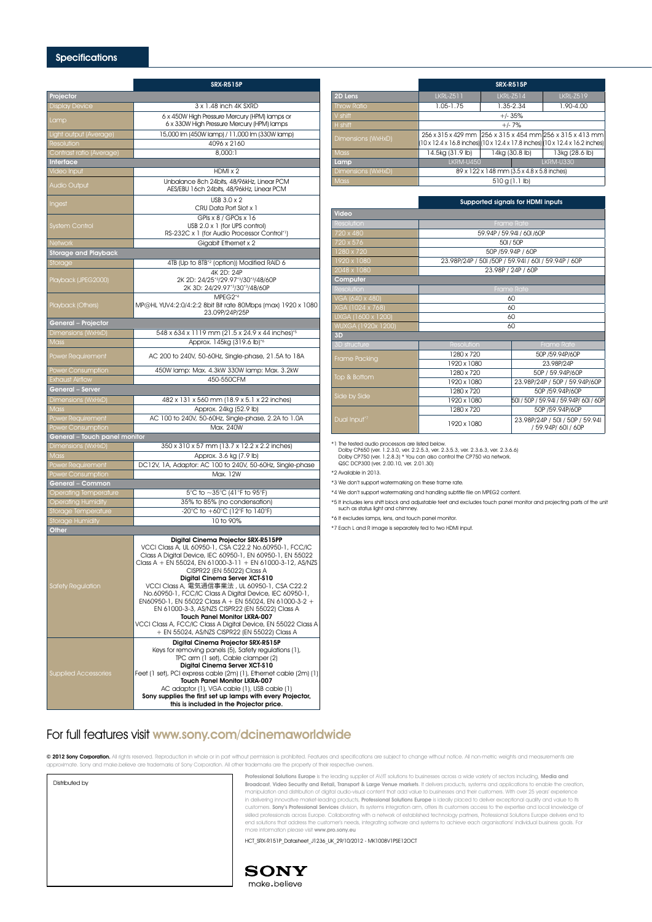## Specifications

| | SRX-R515P |
|---|---|
| **Projector** | |
| Display Device | 3 x 1.48 inch 4K SXRD |
| Lamp | 6 x 450W High Pressure Mercury (HPM) lamps or 6 x 330W High Pressure Mercury (HPM) lamps |
| Light output (Average) | 15,000 lm (450W lamp) / 11,000 lm (330W lamp) |
| Resolution | 4096 x 2160 |
| Contrast ratio (Average) | 8,000:1 |
| **Interface** | |
| Video Input | HDMI x 2 |
| Audio Output | Unbalance 8ch 24bits, 48/96kHz, Linear PCM AES/EBU 16ch 24bits, 48/96kHz, Linear PCM |
| Ingest | USB 3.0 x 2 CRU Data Port Slot x 1 |
| System Control | GPIs x 8 / GPOs x 16 USB 2.0 x 1 (for UPS control) RS-232C x 1 (for Audio Processor Control*1) |
| Network | Gigabit Ethernet x 2 |
| **Storage and Playback** | |
| Storage | 4TB (Up to 8TB*2 (option)) Modified RAID 6 |
| Playback (JPEG2000) | 4K 2D: 24P 2K 2D: 24/25*3/29.97*3/30*3/48/60P 2K 3D: 24/29.97*3/30*3/48/60P |
| Playback (Others) | MPEG2*4 MP@HL YUV4:2:0/4:2:2 8bit Bit rate 80Mbps (max) 1920 x 1080 23.09P/24P/25P |
| **General – Projector** | |
| Dimensions (WxHxD) | 548 x 634 x 1119 mm (21.5 x 24.9 x 44 inches)*5 |
| Mass | Approx. 145kg (319.6 lb)*6 |
| Power Requirement | AC 200 to 240V, 50-60Hz, Single-phase, 21.5A to 18A |
| Power Consumption | 450W lamp: Max. 4.3kW 330W lamp: Max. 3.2kW |
| Exhaust Airflow | 450-550CFM |
| **General – Server** | |
| Dimensions (WxHxD) | 482 x 131 x 560 mm (18.9 x 5.1 x 22 inches) |
| Mass | Approx. 24kg (52.9 lb) |
| Power Requirement | AC 100 to 240V, 50-60Hz, Single-phase, 2.2A to 1.0A |
| Power Consumption | Max. 240W |
| **General – Touch panel monitor** | |
| Dimensions (WxHxD) | 350 x 310 x 57 mm (13.7 x 12.2 x 2.2 inches) |
| Mass | Approx. 3.6 kg (7.9 lb) |
| Power Requirement | DC12V, 1A, Adaptor: AC 100 to 240V, 50-60Hz, Single-phase |
| Power Consumption | Max. 12W |
| **General – Common** | |
| Operating Temperature | 5°C to ~35°C (41°F to 95°F) |
| Operating Humidity | 35% to 85% (no condensation) |
| Storage Temperature | -20°C to +60°C (12°F to 140°F) |
| Storage Humidity | 10 to 90% |
| **Other** | |
| Safety Regulation | **Digital Cinema Projector SRX-R515PP** VCCI Class A, UL 60950-1, CSA C22.2 No.60950-1, FCC/IC Class A Digital Device, IEC 60950-1, EN 60950-1, EN 55022 Class A + EN 55024, EN 61000-3-11 + EN 61000-3-12, AS/NZS CISPR22 (EN 55022) Class A **Digital Cinema Server XCT-S10** VCCI Class A, 電気通信事業法 , UL 60950-1, CSA C22.2 No.60950-1, FCC/IC Class A Digital Device, IEC 60950-1, EN60950-1, EN 55022 Class A + EN 55024, EN 61000-3-2 + EN 61000-3-3, AS/NZS CISPR22 (EN 55022) Class A **Touch Panel Monitor LKRA-007** VCCI Class A, FCC/IC Class A Digital Device, EN 55022 Class A + EN 55024, AS/NZS CISPR22 (EN 55022) Class A |
| Supplied Accessories | **Digital Cinema Projector SRX-R515P** Keys for removing panels (5), Safety regulations (1), TPC arm (1 set), Cable clamper (2) **Digital Cinema Server XCT-S10** Feet (1 set), PCI express cable (2m) (1), Ethernet cable (2m) (1) **Touch Panel Monitor LKRA-007** AC adaptor (1), VGA cable (1), USB cable (1) **Sony supplies the first set up lamps with every Projector, this is included in the Projector price.** |

| | SRX-R515P | | |
|---|---|---|---|
| **2D Lens** | LKRL-Z511 | LKRL-Z514 | LKRL-Z519 |
| Throw Ratio | 1.05-1.75 | 1.35-2.34 | 1.90-4.00 |
| V shift | +/- 35% | | |
| H shift | +/- 7% | | |
| Dimensions (WxHxD) | 256 x 315 x 429 mm (10 x 12.4 x 16.8 inches) | 256 x 315 x 454 mm (10 x 12.4 x 17.8 inches) | 256 x 315 x 413 mm (10 x 12.4 x 16.2 inches) |
| Mass | 14.5kg (31.9 lb) | 14kg (30.8 lb) | 13kg (28.6 lb) |
| **Lamp** | LKRM-U450 | | LKRM-U330 |
| Dimensions (WxHxD) | 89 x 122 x 148 mm (3.5 x 4.8 x 5.8 inches) | | |
| Mass | 510 g (1.1 lb) | | |

| Supported signals for HDMI inputs | | |
|---|---|---|
| **Video** | | |
| Resolution | Frame Rate | |
| 720 x 480 | 59.94P / 59.94I / 60I /60P | |
| 720 x 576 | 50I / 50P | |
| 1280 x 720 | 50P /59.94P / 60P | |
| 1920 x 1080 | 23.98P/24P / 50I /50P / 59.94I / 60I / 59.94P / 60P | |
| 2048 x 1080 | 23.98P / 24P / 60P | |
| **Computer** | | |
| Resolution | Frame Rate | |
| VGA (640 x 480) | 60 | |
| XGA (1024 x 768) | 60 | |
| UXGA (1600 x 1200) | 60 | |
| WUXGA (1920x 1200) | 60 | |
| **3D** | | |
| 3D structure | Resolution | Frame Rate |
| Frame Packing | 1280 x 720 | 50P /59.94P/60P |
| | 1920 x 1080 | 23.98P/24P |
| Top & Bottom | 1280 x 720 | 50P / 59.94P/60P |
| | 1920 x 1080 | 23.98P/24P / 50P / 59.94P/60P |
| Side by Side | 1280 x 720 | 50P /59.94P/60P |
| | 1920 x 1080 | 50I / 50P / 59.94I / 59.94P/ 60I / 60P |
| Dual Input*7 | 1280 x 720 | 50P /59.94P/60P |
| | 1920 x 1080 | 23.98P/24P / 50I / 50P / 59.94I / 59.94P/ 60I / 60P |

*1 The tested audio processors are listed below.
Dolby CP650 (ver. 1.2.3.0, ver. 2.2.5.3, ver. 2.3.5.3, ver. 2.3.6.3, ver. 2.3.6.6)
Dolby CP750 (ver. 1.2.8.3) * You can also control the CP750 via network.
QSC DCP300 (ver. 2.00.10, ver. 2.01.30)

*2 Available in 2013.

*3 We don't support watermarking on these frame rate.

*4 We don't support watermarking and handling subtitle file on MPEG2 content.

*5 It includes lens shift block and adjustable feet and excludes touch panel monitor and projecting parts of the unit such as status light and chimney.

*6 It excludes lamps, lens, and touch panel monitor.

*7 Each L and R image is separately fed to two HDMI input.

For full features visit www.sony.com/dcinemaworldwide

**© 2012 Sony Corporation.** All rights reserved. Reproduction in whole or in part without permission is prohibited. Features and specifications are subject to change without notice. All non-metric weights and measurements are approximate. Sony and make.believe are trademarks of Sony Corporation. All other trademarks are the property of their respective owners.

Distributed by

**Professional Solutions Europe** is the leading supplier of AV/IT solutions to businesses across a wide variety of sectors including, **Media and Broadcast, Video Security and Retail, Transport & Large Venue markets**. It delivers products, systems and applications to enable the creation, manipulation and distribution of digital audio-visual content that add value to businesses and their customers. With over 25 years' experience in delivering innovative market-leading products, **Professional Solutions Europe** is ideally placed to deliver exceptional quality and value to its customers. **Sony's Professional Services** division, its systems integration arm, offers its customers access to the expertise and local knowledge of skilled professionals across Europe. Collaborating with a network of established technology partners, Professional Solutions Europe delivers end to end solutions that address the customer's needs, integrating software and systems to achieve each organisations' individual business goals. For more information please visit **www.pro.sony.eu**

HCT_SRX-R151P_Datasheet_J1236_UK_29/10/2012 - MK1008V1PSE12OCT

SONY
make.believe